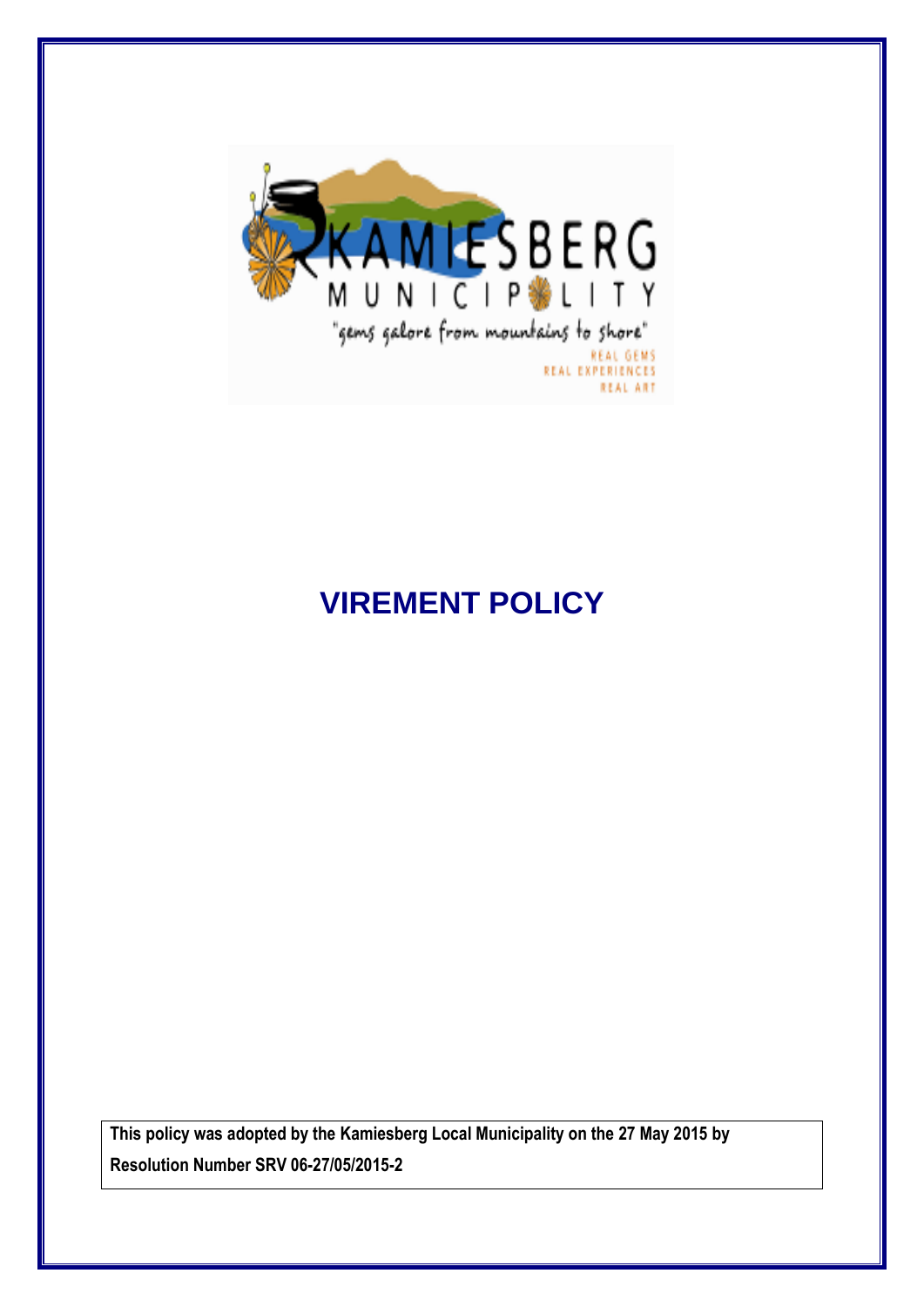# VIREMENT POLICY

**This policy was adopted by the Kamiesberg Local Municipality on the 27 May 2015 by Resolution Number SRV 06-27/05/2015-2**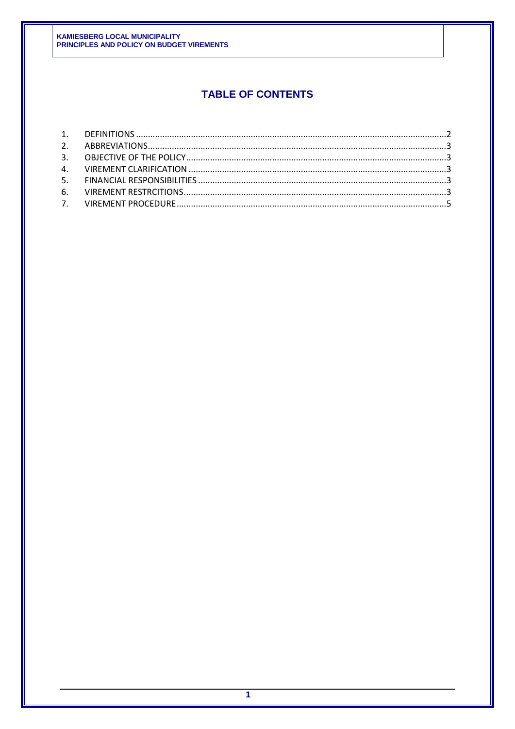## TABLE OF CONTENTS

1. DEFINITIONS ........................................................................ 2
2. ABBREVIATIONS .................................................................... 3
3. OBJECTIVE OF THE POLICY ................................................... 3
4. VIREMENT CLARIFICATION .................................................... 3
5. FINANCIAL RESPONSIBILITIES ............................................... 3
6. VIREMENT RESTRCITIONS ...................................................... 3
7. VIREMENT PROCEDURE ......................................................... 5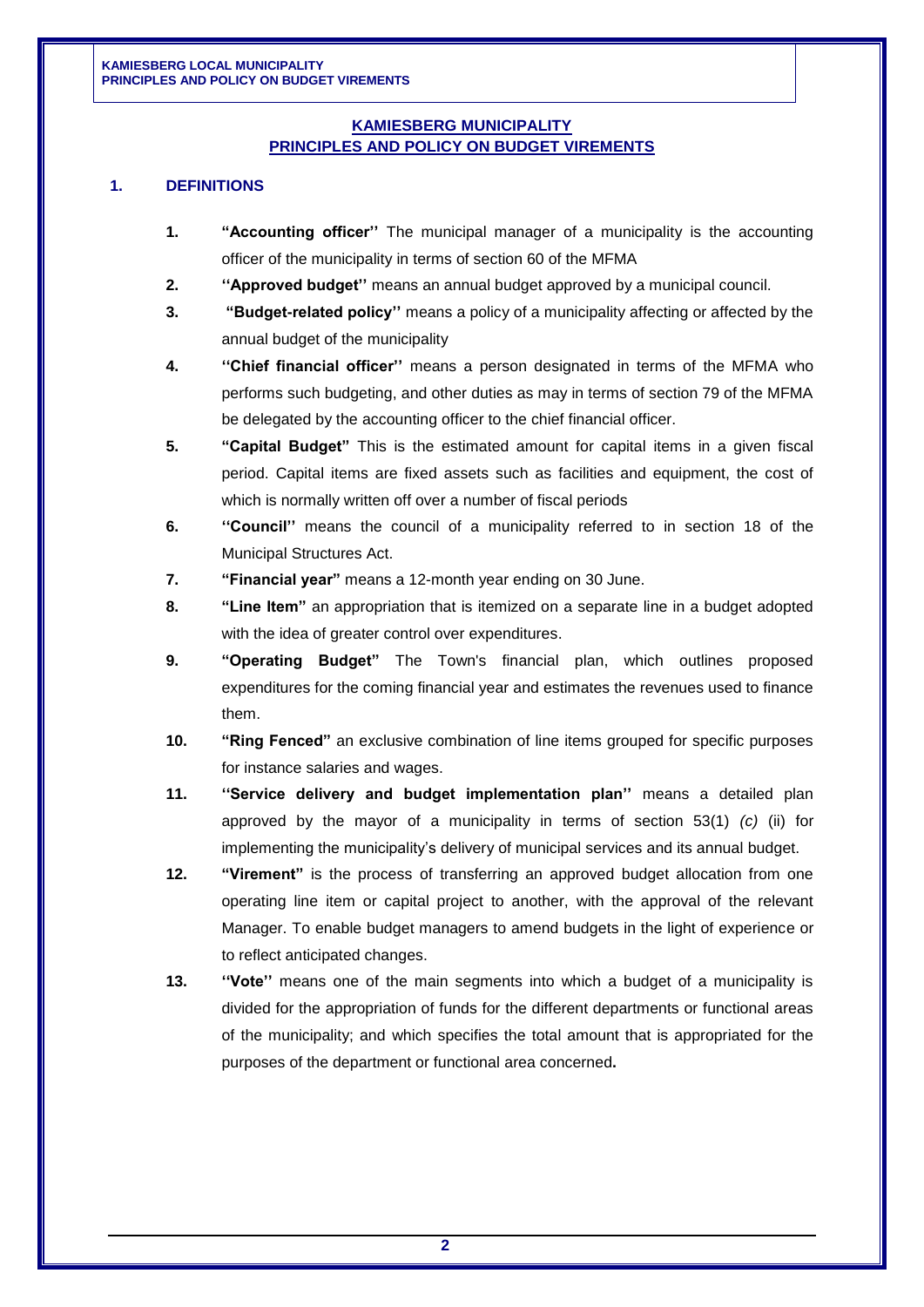# KAMIESBERG MUNICIPALITY
# PRINCIPLES AND POLICY ON BUDGET VIREMENTS

## 1. DEFINITIONS

1. **"Accounting officer''** The municipal manager of a municipality is the accounting officer of the municipality in terms of section 60 of the MFMA
2. **''Approved budget''** means an annual budget approved by a municipal council.
3. **"Budget-related policy''** means a policy of a municipality affecting or affected by the annual budget of the municipality
4. **''Chief financial officer''** means a person designated in terms of the MFMA who performs such budgeting, and other duties as may in terms of section 79 of the MFMA be delegated by the accounting officer to the chief financial officer.
5. **"Capital Budget"** This is the estimated amount for capital items in a given fiscal period. Capital items are fixed assets such as facilities and equipment, the cost of which is normally written off over a number of fiscal periods
6. **''Council''** means the council of a municipality referred to in section 18 of the Municipal Structures Act.
7. **"Financial year"** means a 12-month year ending on 30 June.
8. **"Line Item"** an appropriation that is itemized on a separate line in a budget adopted with the idea of greater control over expenditures.
9. **"Operating Budget"** The Town's financial plan, which outlines proposed expenditures for the coming financial year and estimates the revenues used to finance them.
10. **"Ring Fenced"** an exclusive combination of line items grouped for specific purposes for instance salaries and wages.
11. **''Service delivery and budget implementation plan''** means a detailed plan approved by the mayor of a municipality in terms of section 53(1) *(c)* (ii) for implementing the municipality's delivery of municipal services and its annual budget.
12. **"Virement"** is the process of transferring an approved budget allocation from one operating line item or capital project to another, with the approval of the relevant Manager. To enable budget managers to amend budgets in the light of experience or to reflect anticipated changes.
13. **''Vote''** means one of the main segments into which a budget of a municipality is divided for the appropriation of funds for the different departments or functional areas of the municipality; and which specifies the total amount that is appropriated for the purposes of the department or functional area concerned**.**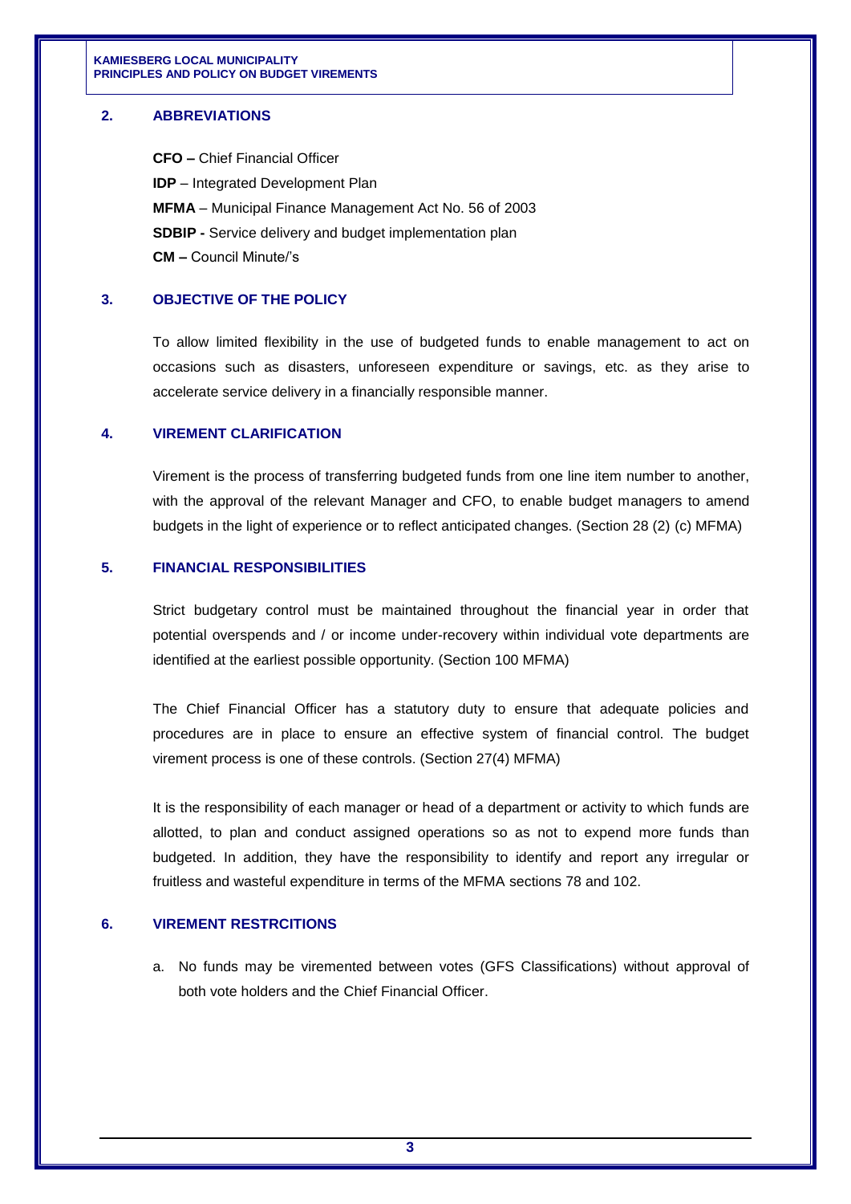## 2. ABBREVIATIONS

**CFO –** Chief Financial Officer
**IDP** – Integrated Development Plan
**MFMA** – Municipal Finance Management Act No. 56 of 2003
**SDBIP -** Service delivery and budget implementation plan
**CM –** Council Minute/'s

## 3. OBJECTIVE OF THE POLICY

To allow limited flexibility in the use of budgeted funds to enable management to act on occasions such as disasters, unforeseen expenditure or savings, etc. as they arise to accelerate service delivery in a financially responsible manner.

## 4. VIREMENT CLARIFICATION

Virement is the process of transferring budgeted funds from one line item number to another, with the approval of the relevant Manager and CFO, to enable budget managers to amend budgets in the light of experience or to reflect anticipated changes. (Section 28 (2) (c) MFMA)

## 5. FINANCIAL RESPONSIBILITIES

Strict budgetary control must be maintained throughout the financial year in order that potential overspends and / or income under-recovery within individual vote departments are identified at the earliest possible opportunity. (Section 100 MFMA)

The Chief Financial Officer has a statutory duty to ensure that adequate policies and procedures are in place to ensure an effective system of financial control. The budget virement process is one of these controls. (Section 27(4) MFMA)

It is the responsibility of each manager or head of a department or activity to which funds are allotted, to plan and conduct assigned operations so as not to expend more funds than budgeted. In addition, they have the responsibility to identify and report any irregular or fruitless and wasteful expenditure in terms of the MFMA sections 78 and 102.

## 6. VIREMENT RESTRCITIONS

a. No funds may be viremented between votes (GFS Classifications) without approval of both vote holders and the Chief Financial Officer.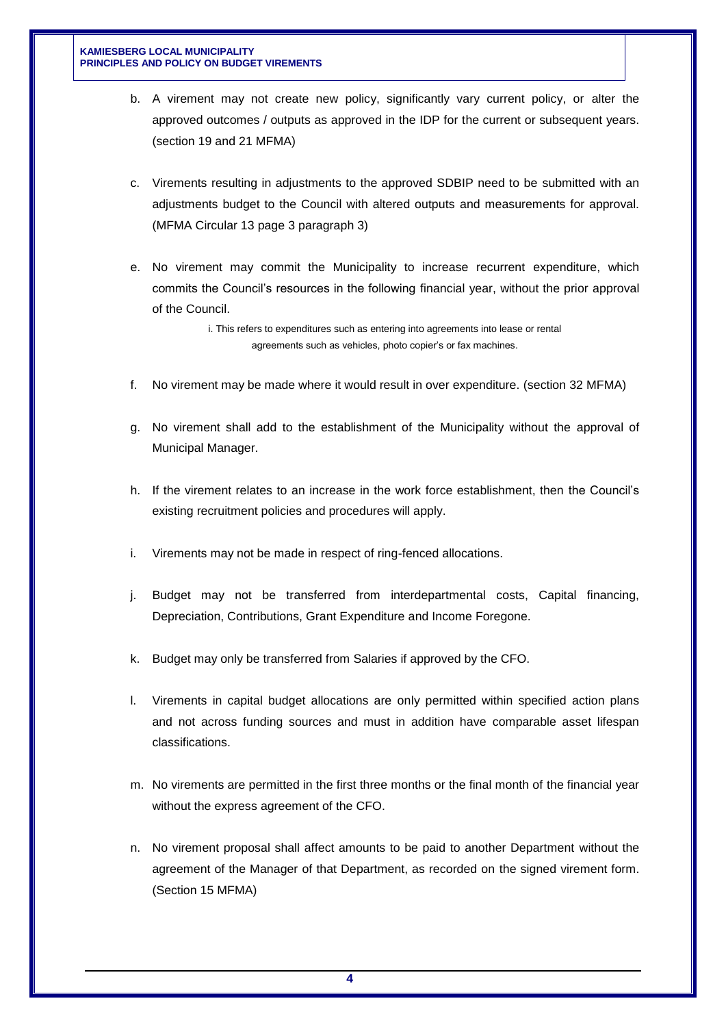b. A virement may not create new policy, significantly vary current policy, or alter the approved outcomes / outputs as approved in the IDP for the current or subsequent years. (section 19 and 21 MFMA)

c. Virements resulting in adjustments to the approved SDBIP need to be submitted with an adjustments budget to the Council with altered outputs and measurements for approval. (MFMA Circular 13 page 3 paragraph 3)

e. No virement may commit the Municipality to increase recurrent expenditure, which commits the Council's resources in the following financial year, without the prior approval of the Council.

    i. This refers to expenditures such as entering into agreements into lease or rental agreements such as vehicles, photo copier's or fax machines.

f. No virement may be made where it would result in over expenditure. (section 32 MFMA)

g. No virement shall add to the establishment of the Municipality without the approval of Municipal Manager.

h. If the virement relates to an increase in the work force establishment, then the Council's existing recruitment policies and procedures will apply.

i. Virements may not be made in respect of ring-fenced allocations.

j. Budget may not be transferred from interdepartmental costs, Capital financing, Depreciation, Contributions, Grant Expenditure and Income Foregone.

k. Budget may only be transferred from Salaries if approved by the CFO.

l. Virements in capital budget allocations are only permitted within specified action plans and not across funding sources and must in addition have comparable asset lifespan classifications.

m. No virements are permitted in the first three months or the final month of the financial year without the express agreement of the CFO.

n. No virement proposal shall affect amounts to be paid to another Department without the agreement of the Manager of that Department, as recorded on the signed virement form. (Section 15 MFMA)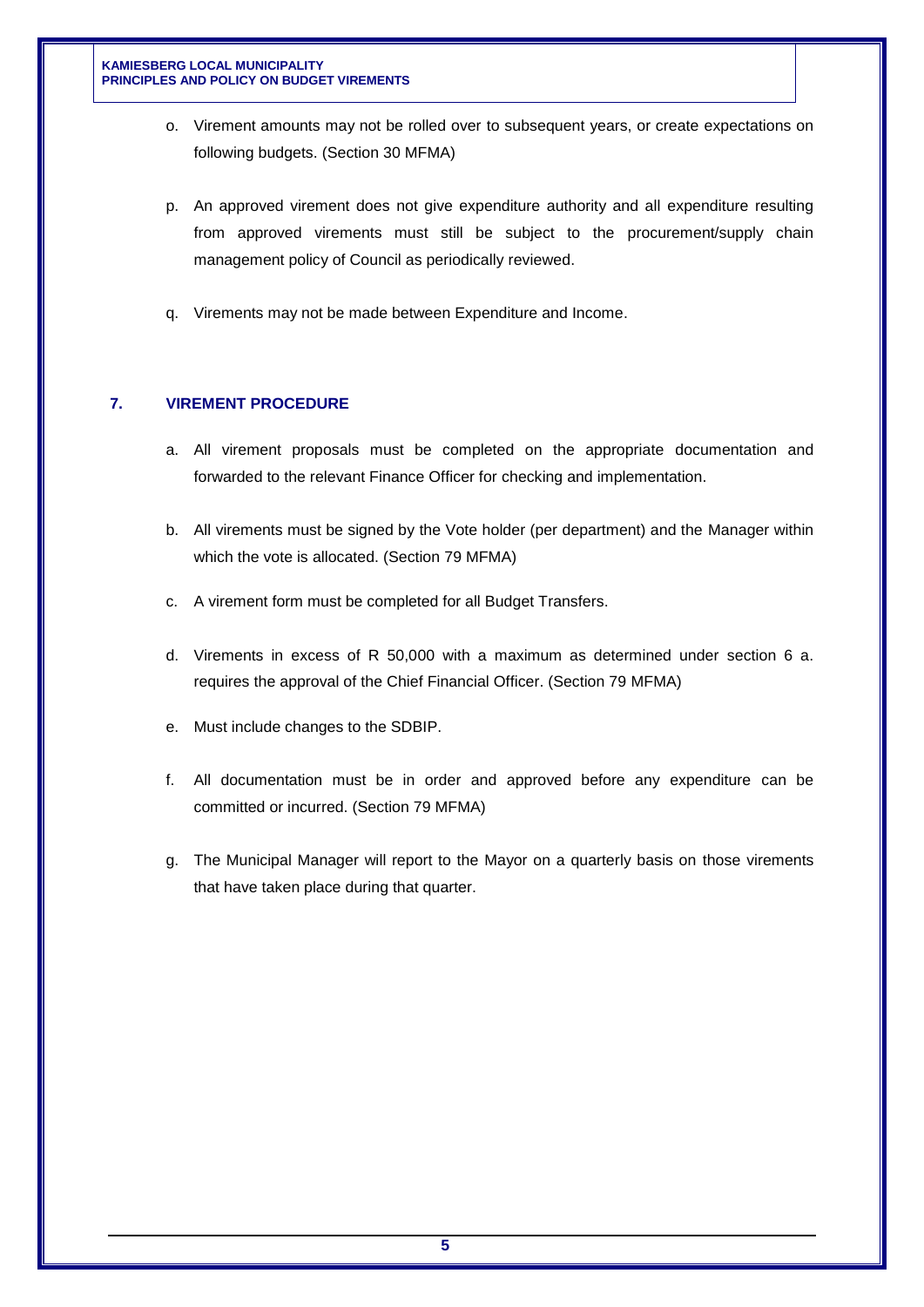o. Virement amounts may not be rolled over to subsequent years, or create expectations on following budgets. (Section 30 MFMA)

p. An approved virement does not give expenditure authority and all expenditure resulting from approved virements must still be subject to the procurement/supply chain management policy of Council as periodically reviewed.

q. Virements may not be made between Expenditure and Income.

## 7. VIREMENT PROCEDURE

a. All virement proposals must be completed on the appropriate documentation and forwarded to the relevant Finance Officer for checking and implementation.

b. All virements must be signed by the Vote holder (per department) and the Manager within which the vote is allocated. (Section 79 MFMA)

c. A virement form must be completed for all Budget Transfers.

d. Virements in excess of R 50,000 with a maximum as determined under section 6 a. requires the approval of the Chief Financial Officer. (Section 79 MFMA)

e. Must include changes to the SDBIP.

f. All documentation must be in order and approved before any expenditure can be committed or incurred. (Section 79 MFMA)

g. The Municipal Manager will report to the Mayor on a quarterly basis on those virements that have taken place during that quarter.